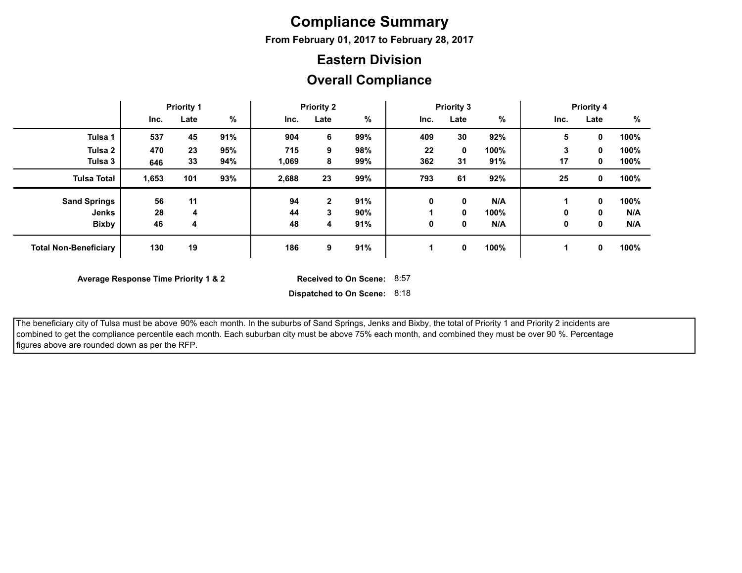# Compliance Summary

**From February 01, 2017 to February 28, 2017**

## Eastern Division

## Overall Compliance

| | Priority 1 | | | Priority 2 | | | Priority 3 | | | Priority 4 | | |
|---|---|---|---|---|---|---|---|---|---|---|---|---|
| | Inc. | Late | % | Inc. | Late | % | Inc. | Late | % | Inc. | Late | % |
| **Tulsa 1** | 537 | 45 | 91% | 904 | 6 | 99% | 409 | 30 | 92% | 5 | 0 | 100% |
| **Tulsa 2** | 470 | 23 | 95% | 715 | 9 | 98% | 22 | 0 | 100% | 3 | 0 | 100% |
| **Tulsa 3** | 646 | 33 | 94% | 1,069 | 8 | 99% | 362 | 31 | 91% | 17 | 0 | 100% |
| **Tulsa Total** | 1,653 | 101 | 93% | 2,688 | 23 | 99% | 793 | 61 | 92% | 25 | 0 | 100% |
| **Sand Springs** | 56 | 11 | | 94 | 2 | 91% | 0 | 0 | N/A | 1 | 0 | 100% |
| **Jenks** | 28 | 4 | | 44 | 3 | 90% | 1 | 0 | 100% | 0 | 0 | N/A |
| **Bixby** | 46 | 4 | | 48 | 4 | 91% | 0 | 0 | N/A | 0 | 0 | N/A |
| **Total Non-Beneficiary** | 130 | 19 | | 186 | 9 | 91% | 1 | 0 | 100% | 1 | 0 | 100% |

**Average Response Time Priority 1 & 2**

**Received to On Scene:** 8:57

**Dispatched to On Scene:** 8:18

The beneficiary city of Tulsa must be above 90% each month. In the suburbs of Sand Springs, Jenks and Bixby, the total of Priority 1 and Priority 2 incidents are combined to get the compliance percentile each month. Each suburban city must be above 75% each month, and combined they must be over 90 %. Percentage figures above are rounded down as per the RFP.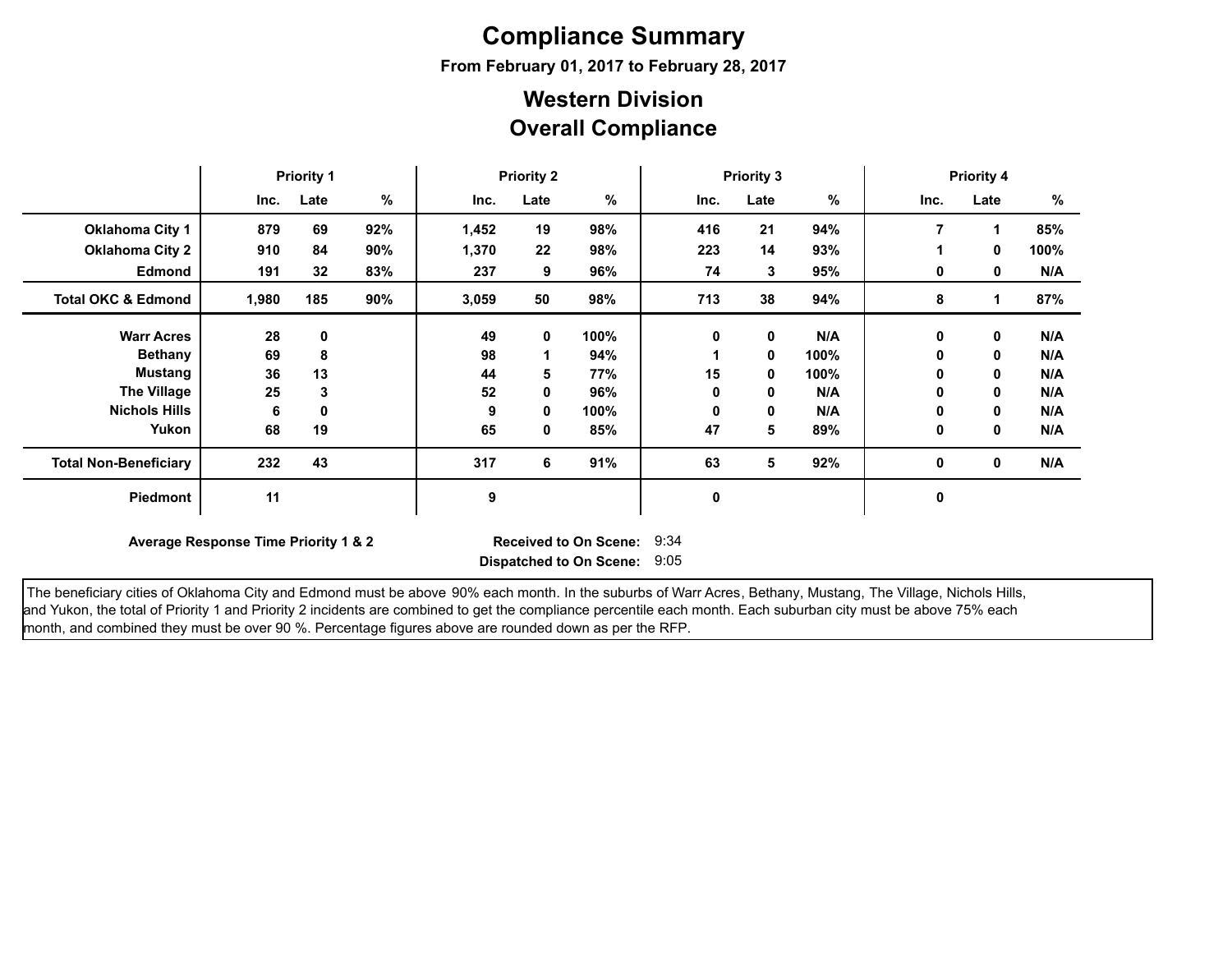# Compliance Summary

**From February 01, 2017 to February 28, 2017**

## Western Division
## Overall Compliance

| | Priority 1 | | | Priority 2 | | | Priority 3 | | | Priority 4 | | |
|---|---|---|---|---|---|---|---|---|---|---|---|---|
| | Inc. | Late | % | Inc. | Late | % | Inc. | Late | % | Inc. | Late | % |
| **Oklahoma City 1** | 879 | 69 | 92% | 1,452 | 19 | 98% | 416 | 21 | 94% | 7 | 1 | 85% |
| **Oklahoma City 2** | 910 | 84 | 90% | 1,370 | 22 | 98% | 223 | 14 | 93% | 1 | 0 | 100% |
| **Edmond** | 191 | 32 | 83% | 237 | 9 | 96% | 74 | 3 | 95% | 0 | 0 | N/A |
| **Total OKC & Edmond** | 1,980 | 185 | 90% | 3,059 | 50 | 98% | 713 | 38 | 94% | 8 | 1 | 87% |
| **Warr Acres** | 28 | 0 | | 49 | 0 | 100% | 0 | 0 | N/A | 0 | 0 | N/A |
| **Bethany** | 69 | 8 | | 98 | 1 | 94% | 1 | 0 | 100% | 0 | 0 | N/A |
| **Mustang** | 36 | 13 | | 44 | 5 | 77% | 15 | 0 | 100% | 0 | 0 | N/A |
| **The Village** | 25 | 3 | | 52 | 0 | 96% | 0 | 0 | N/A | 0 | 0 | N/A |
| **Nichols Hills** | 6 | 0 | | 9 | 0 | 100% | 0 | 0 | N/A | 0 | 0 | N/A |
| **Yukon** | 68 | 19 | | 65 | 0 | 85% | 47 | 5 | 89% | 0 | 0 | N/A |
| **Total Non-Beneficiary** | 232 | 43 | | 317 | 6 | 91% | 63 | 5 | 92% | 0 | 0 | N/A |
| **Piedmont** | 11 | | | 9 | | | 0 | | | 0 | | |

**Average Response Time Priority 1 & 2** — **Received to On Scene:** 9:34 — **Dispatched to On Scene:** 9:05

The beneficiary cities of Oklahoma City and Edmond must be above 90% each month. In the suburbs of Warr Acres, Bethany, Mustang, The Village, Nichols Hills, and Yukon, the total of Priority 1 and Priority 2 incidents are combined to get the compliance percentile each month. Each suburban city must be above 75% each month, and combined they must be over 90 %. Percentage figures above are rounded down as per the RFP.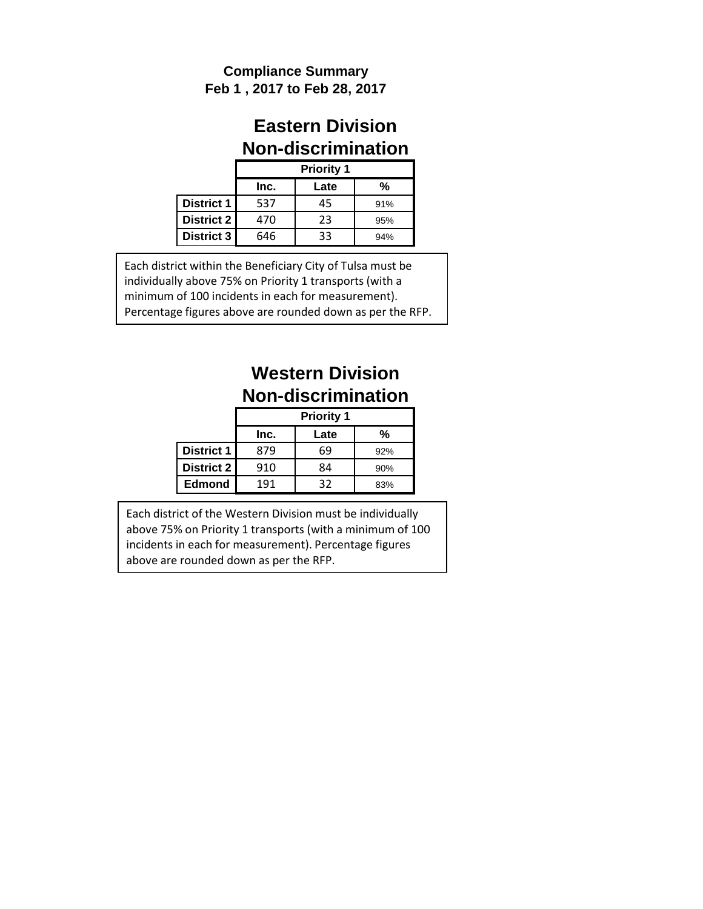**Compliance Summary**
**Feb 1 , 2017 to Feb 28, 2017**

## Eastern Division
## Non-discrimination

| | Priority 1 | | |
|---|---|---|---|
| | **Inc.** | **Late** | **%** |
| **District 1** | 537 | 45 | 91% |
| **District 2** | 470 | 23 | 95% |
| **District 3** | 646 | 33 | 94% |

Each district within the Beneficiary City of Tulsa must be individually above 75% on Priority 1 transports (with a minimum of 100 incidents in each for measurement). Percentage figures above are rounded down as per the RFP.

## Western Division
## Non-discrimination

| | Priority 1 | | |
|---|---|---|---|
| | **Inc.** | **Late** | **%** |
| **District 1** | 879 | 69 | 92% |
| **District 2** | 910 | 84 | 90% |
| **Edmond** | 191 | 32 | 83% |

Each district of the Western Division must be individually above 75% on Priority 1 transports (with a minimum of 100 incidents in each for measurement). Percentage figures above are rounded down as per the RFP.